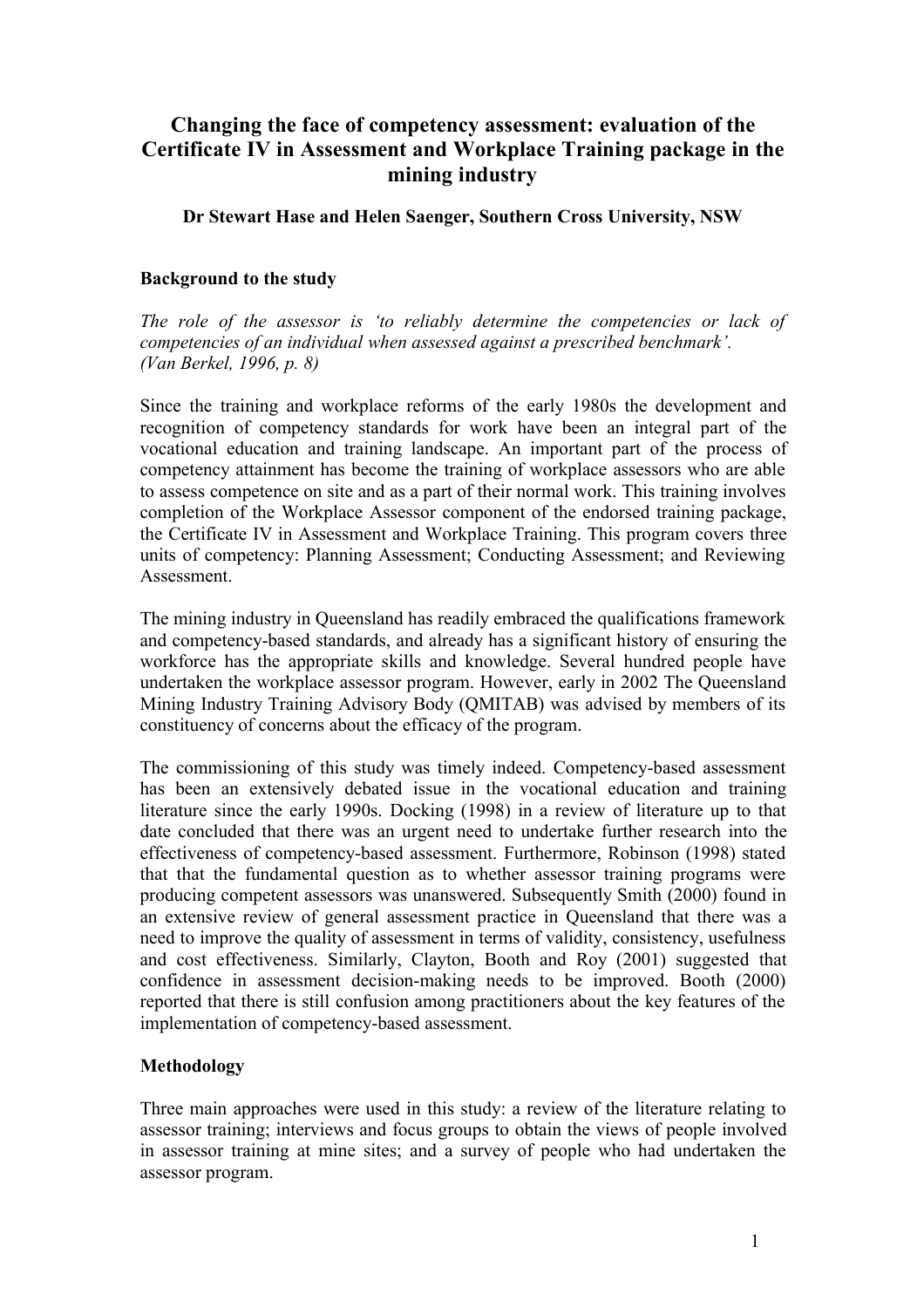# Changing the face of competency assessment: evaluation of the Certificate IV in Assessment and Workplace Training package in the mining industry

**Dr Stewart Hase and Helen Saenger, Southern Cross University, NSW**

## Background to the study

*The role of the assessor is 'to reliably determine the competencies or lack of competencies of an individual when assessed against a prescribed benchmark'. (Van Berkel, 1996, p. 8)*

Since the training and workplace reforms of the early 1980s the development and recognition of competency standards for work have been an integral part of the vocational education and training landscape. An important part of the process of competency attainment has become the training of workplace assessors who are able to assess competence on site and as a part of their normal work. This training involves completion of the Workplace Assessor component of the endorsed training package, the Certificate IV in Assessment and Workplace Training. This program covers three units of competency: Planning Assessment; Conducting Assessment; and Reviewing Assessment.

The mining industry in Queensland has readily embraced the qualifications framework and competency-based standards, and already has a significant history of ensuring the workforce has the appropriate skills and knowledge. Several hundred people have undertaken the workplace assessor program. However, early in 2002 The Queensland Mining Industry Training Advisory Body (QMITAB) was advised by members of its constituency of concerns about the efficacy of the program.

The commissioning of this study was timely indeed. Competency-based assessment has been an extensively debated issue in the vocational education and training literature since the early 1990s. Docking (1998) in a review of literature up to that date concluded that there was an urgent need to undertake further research into the effectiveness of competency-based assessment. Furthermore, Robinson (1998) stated that that the fundamental question as to whether assessor training programs were producing competent assessors was unanswered. Subsequently Smith (2000) found in an extensive review of general assessment practice in Queensland that there was a need to improve the quality of assessment in terms of validity, consistency, usefulness and cost effectiveness. Similarly, Clayton, Booth and Roy (2001) suggested that confidence in assessment decision-making needs to be improved. Booth (2000) reported that there is still confusion among practitioners about the key features of the implementation of competency-based assessment.

## Methodology

Three main approaches were used in this study: a review of the literature relating to assessor training; interviews and focus groups to obtain the views of people involved in assessor training at mine sites; and a survey of people who had undertaken the assessor program.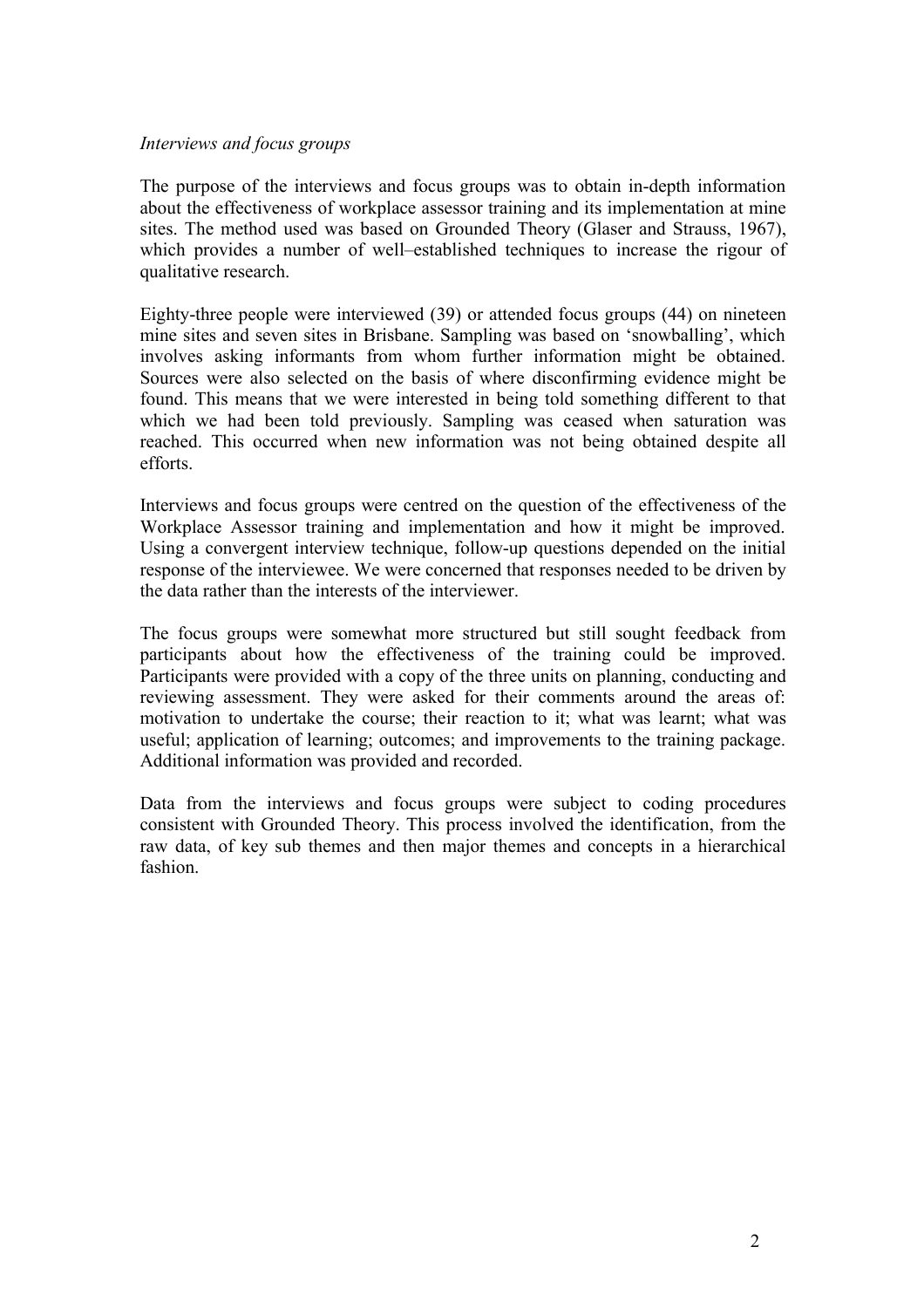*Interviews and focus groups*

The purpose of the interviews and focus groups was to obtain in-depth information about the effectiveness of workplace assessor training and its implementation at mine sites. The method used was based on Grounded Theory (Glaser and Strauss, 1967), which provides a number of well–established techniques to increase the rigour of qualitative research.

Eighty-three people were interviewed (39) or attended focus groups (44) on nineteen mine sites and seven sites in Brisbane. Sampling was based on 'snowballing', which involves asking informants from whom further information might be obtained. Sources were also selected on the basis of where disconfirming evidence might be found. This means that we were interested in being told something different to that which we had been told previously. Sampling was ceased when saturation was reached. This occurred when new information was not being obtained despite all efforts.

Interviews and focus groups were centred on the question of the effectiveness of the Workplace Assessor training and implementation and how it might be improved. Using a convergent interview technique, follow-up questions depended on the initial response of the interviewee. We were concerned that responses needed to be driven by the data rather than the interests of the interviewer.

The focus groups were somewhat more structured but still sought feedback from participants about how the effectiveness of the training could be improved. Participants were provided with a copy of the three units on planning, conducting and reviewing assessment. They were asked for their comments around the areas of: motivation to undertake the course; their reaction to it; what was learnt; what was useful; application of learning; outcomes; and improvements to the training package. Additional information was provided and recorded.

Data from the interviews and focus groups were subject to coding procedures consistent with Grounded Theory. This process involved the identification, from the raw data, of key sub themes and then major themes and concepts in a hierarchical fashion.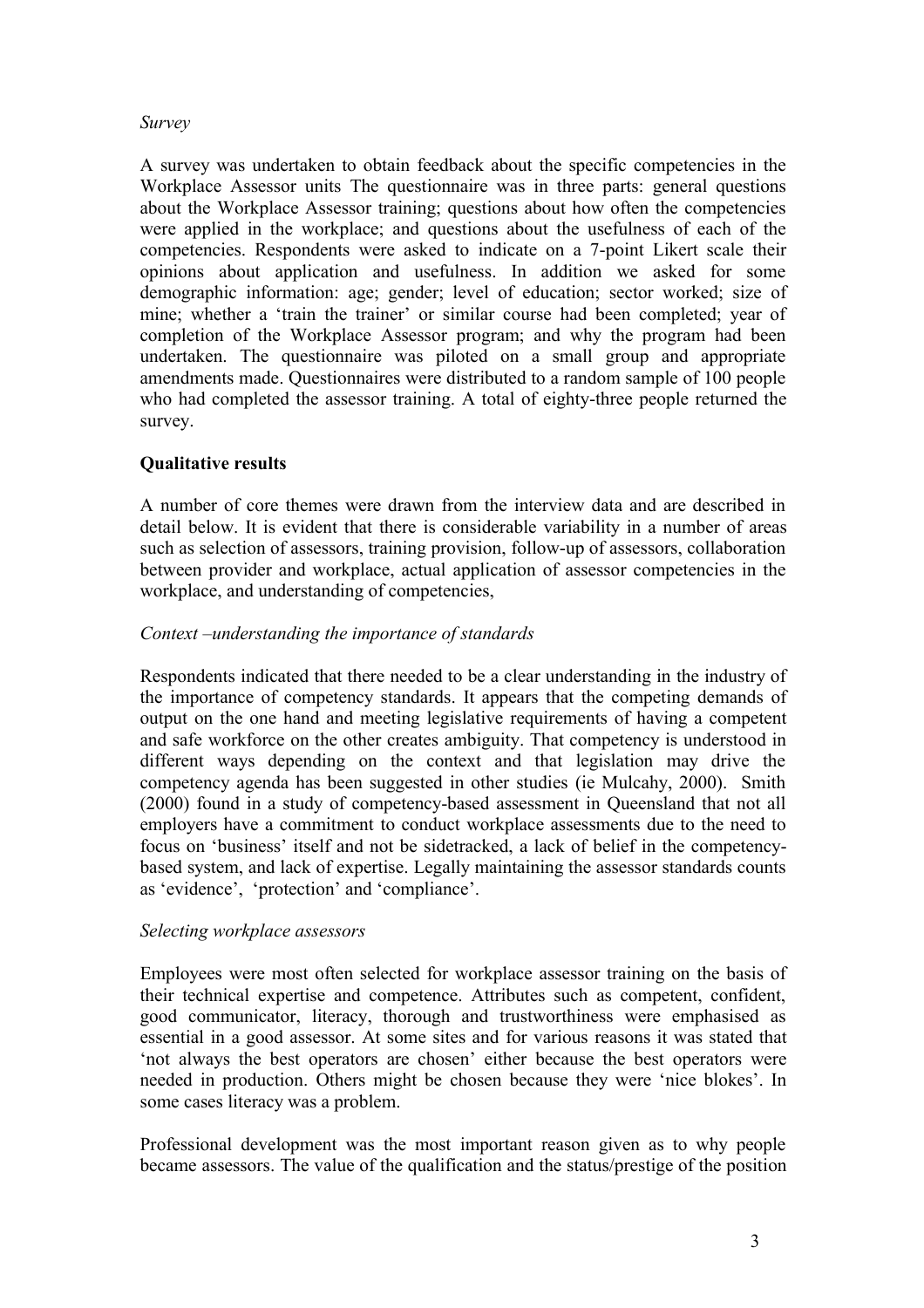*Survey*

A survey was undertaken to obtain feedback about the specific competencies in the Workplace Assessor units The questionnaire was in three parts: general questions about the Workplace Assessor training; questions about how often the competencies were applied in the workplace; and questions about the usefulness of each of the competencies. Respondents were asked to indicate on a 7-point Likert scale their opinions about application and usefulness. In addition we asked for some demographic information: age; gender; level of education; sector worked; size of mine; whether a 'train the trainer' or similar course had been completed; year of completion of the Workplace Assessor program; and why the program had been undertaken. The questionnaire was piloted on a small group and appropriate amendments made. Questionnaires were distributed to a random sample of 100 people who had completed the assessor training. A total of eighty-three people returned the survey.

**Qualitative results**

A number of core themes were drawn from the interview data and are described in detail below. It is evident that there is considerable variability in a number of areas such as selection of assessors, training provision, follow-up of assessors, collaboration between provider and workplace, actual application of assessor competencies in the workplace, and understanding of competencies,

*Context –understanding the importance of standards*

Respondents indicated that there needed to be a clear understanding in the industry of the importance of competency standards. It appears that the competing demands of output on the one hand and meeting legislative requirements of having a competent and safe workforce on the other creates ambiguity. That competency is understood in different ways depending on the context and that legislation may drive the competency agenda has been suggested in other studies (ie Mulcahy, 2000). Smith (2000) found in a study of competency-based assessment in Queensland that not all employers have a commitment to conduct workplace assessments due to the need to focus on 'business' itself and not be sidetracked, a lack of belief in the competency-based system, and lack of expertise. Legally maintaining the assessor standards counts as 'evidence', 'protection' and 'compliance'.

*Selecting workplace assessors*

Employees were most often selected for workplace assessor training on the basis of their technical expertise and competence. Attributes such as competent, confident, good communicator, literacy, thorough and trustworthiness were emphasised as essential in a good assessor. At some sites and for various reasons it was stated that 'not always the best operators are chosen' either because the best operators were needed in production. Others might be chosen because they were 'nice blokes'. In some cases literacy was a problem.

Professional development was the most important reason given as to why people became assessors. The value of the qualification and the status/prestige of the position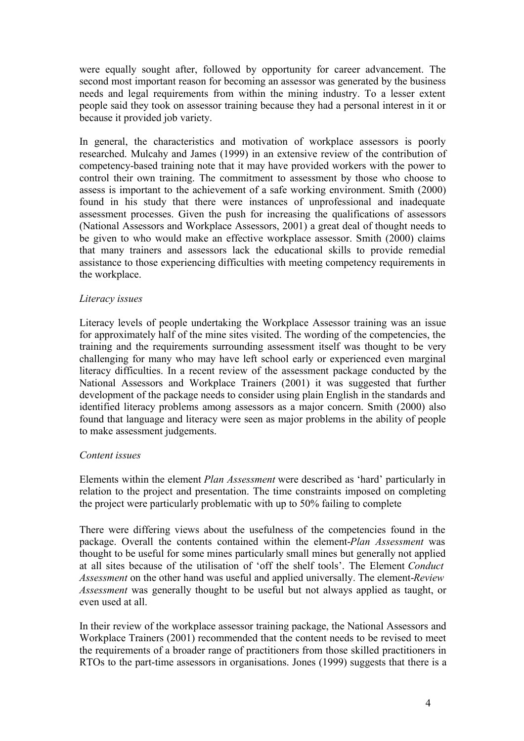were equally sought after, followed by opportunity for career advancement. The second most important reason for becoming an assessor was generated by the business needs and legal requirements from within the mining industry. To a lesser extent people said they took on assessor training because they had a personal interest in it or because it provided job variety.

In general, the characteristics and motivation of workplace assessors is poorly researched. Mulcahy and James (1999) in an extensive review of the contribution of competency-based training note that it may have provided workers with the power to control their own training. The commitment to assessment by those who choose to assess is important to the achievement of a safe working environment. Smith (2000) found in his study that there were instances of unprofessional and inadequate assessment processes. Given the push for increasing the qualifications of assessors (National Assessors and Workplace Assessors, 2001) a great deal of thought needs to be given to who would make an effective workplace assessor. Smith (2000) claims that many trainers and assessors lack the educational skills to provide remedial assistance to those experiencing difficulties with meeting competency requirements in the workplace.

*Literacy issues*

Literacy levels of people undertaking the Workplace Assessor training was an issue for approximately half of the mine sites visited. The wording of the competencies, the training and the requirements surrounding assessment itself was thought to be very challenging for many who may have left school early or experienced even marginal literacy difficulties. In a recent review of the assessment package conducted by the National Assessors and Workplace Trainers (2001) it was suggested that further development of the package needs to consider using plain English in the standards and identified literacy problems among assessors as a major concern. Smith (2000) also found that language and literacy were seen as major problems in the ability of people to make assessment judgements.

*Content issues*

Elements within the element *Plan Assessment* were described as 'hard' particularly in relation to the project and presentation. The time constraints imposed on completing the project were particularly problematic with up to 50% failing to complete

There were differing views about the usefulness of the competencies found in the package. Overall the contents contained within the element-*Plan Assessment* was thought to be useful for some mines particularly small mines but generally not applied at all sites because of the utilisation of 'off the shelf tools'. The Element *Conduct Assessment* on the other hand was useful and applied universally. The element-*Review Assessment* was generally thought to be useful but not always applied as taught, or even used at all.

In their review of the workplace assessor training package, the National Assessors and Workplace Trainers (2001) recommended that the content needs to be revised to meet the requirements of a broader range of practitioners from those skilled practitioners in RTOs to the part-time assessors in organisations. Jones (1999) suggests that there is a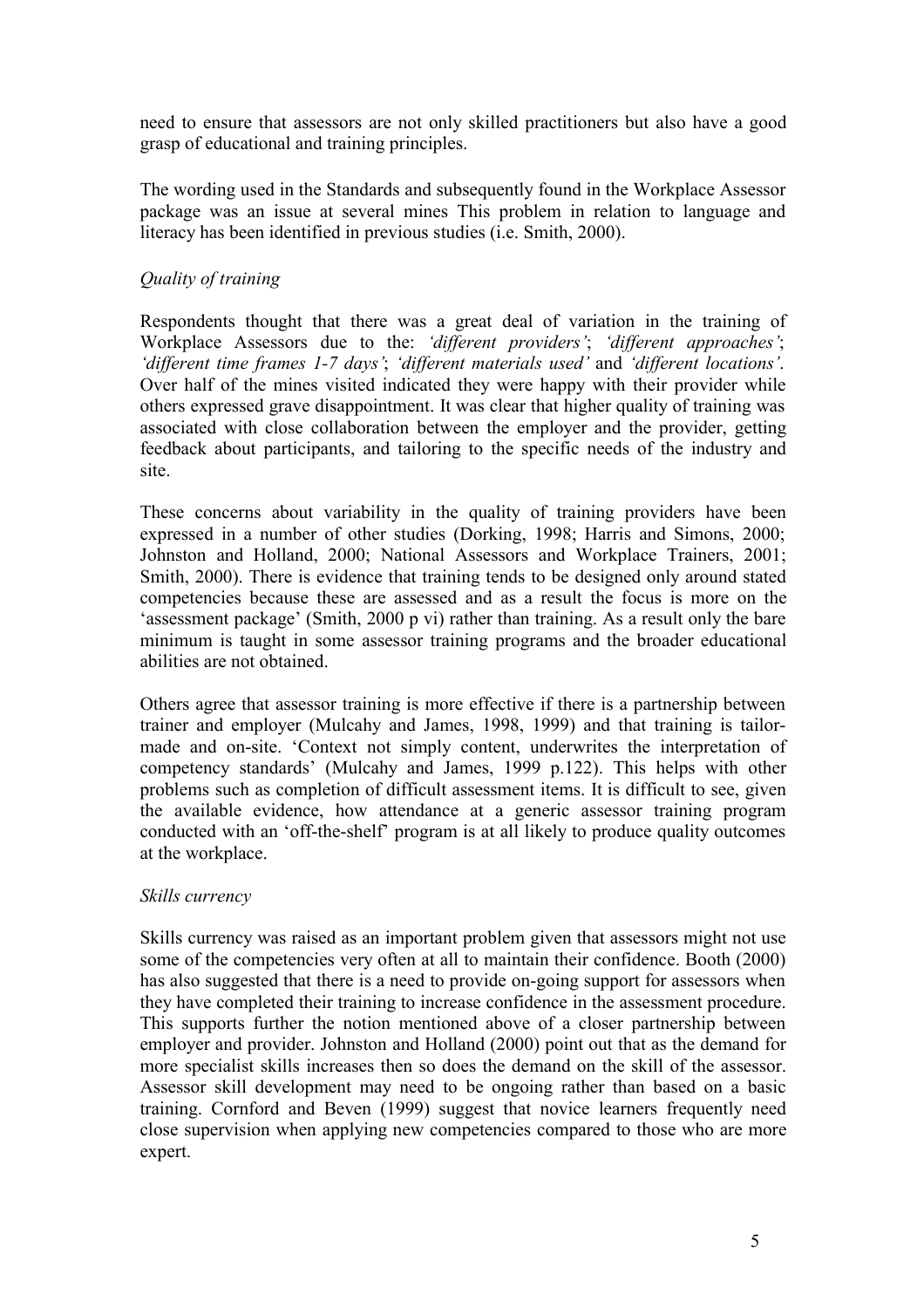need to ensure that assessors are not only skilled practitioners but also have a good grasp of educational and training principles.

The wording used in the Standards and subsequently found in the Workplace Assessor package was an issue at several mines This problem in relation to language and literacy has been identified in previous studies (i.e. Smith, 2000).

*Quality of training*

Respondents thought that there was a great deal of variation in the training of Workplace Assessors due to the: *'different providers'*; *'different approaches'*; *'different time frames 1-7 days'*; *'different materials used'* and *'different locations'*. Over half of the mines visited indicated they were happy with their provider while others expressed grave disappointment. It was clear that higher quality of training was associated with close collaboration between the employer and the provider, getting feedback about participants, and tailoring to the specific needs of the industry and site.

These concerns about variability in the quality of training providers have been expressed in a number of other studies (Dorking, 1998; Harris and Simons, 2000; Johnston and Holland, 2000; National Assessors and Workplace Trainers, 2001; Smith, 2000). There is evidence that training tends to be designed only around stated competencies because these are assessed and as a result the focus is more on the 'assessment package' (Smith, 2000 p vi) rather than training. As a result only the bare minimum is taught in some assessor training programs and the broader educational abilities are not obtained.

Others agree that assessor training is more effective if there is a partnership between trainer and employer (Mulcahy and James, 1998, 1999) and that training is tailor-made and on-site. 'Context not simply content, underwrites the interpretation of competency standards' (Mulcahy and James, 1999 p.122). This helps with other problems such as completion of difficult assessment items. It is difficult to see, given the available evidence, how attendance at a generic assessor training program conducted with an 'off-the-shelf' program is at all likely to produce quality outcomes at the workplace.

*Skills currency*

Skills currency was raised as an important problem given that assessors might not use some of the competencies very often at all to maintain their confidence. Booth (2000) has also suggested that there is a need to provide on-going support for assessors when they have completed their training to increase confidence in the assessment procedure. This supports further the notion mentioned above of a closer partnership between employer and provider. Johnston and Holland (2000) point out that as the demand for more specialist skills increases then so does the demand on the skill of the assessor. Assessor skill development may need to be ongoing rather than based on a basic training. Cornford and Beven (1999) suggest that novice learners frequently need close supervision when applying new competencies compared to those who are more expert.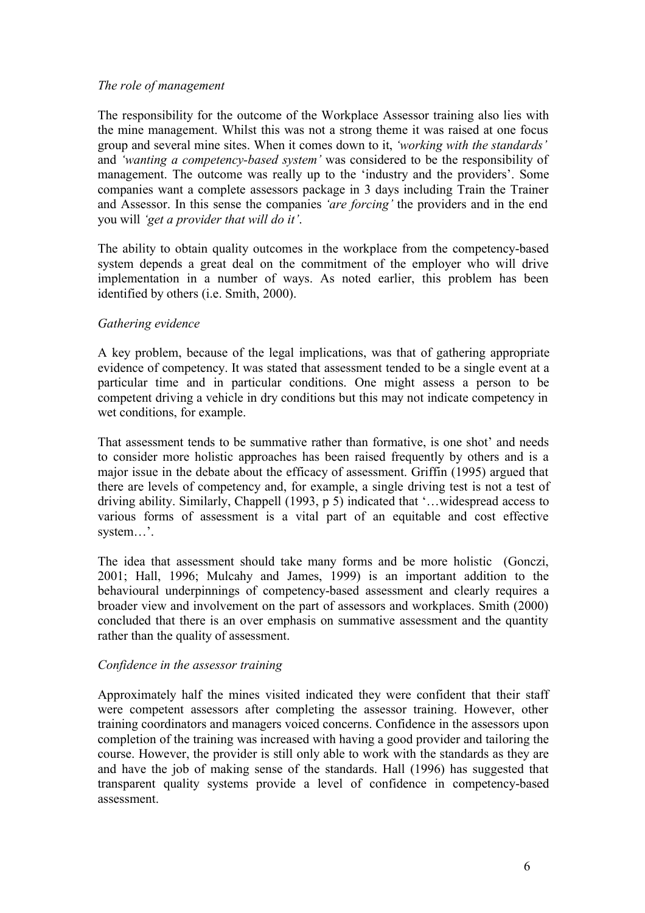*The role of management*

The responsibility for the outcome of the Workplace Assessor training also lies with the mine management. Whilst this was not a strong theme it was raised at one focus group and several mine sites. When it comes down to it, *'working with the standards'* and *'wanting a competency-based system'* was considered to be the responsibility of management. The outcome was really up to the 'industry and the providers'. Some companies want a complete assessors package in 3 days including Train the Trainer and Assessor. In this sense the companies *'are forcing'* the providers and in the end you will *'get a provider that will do it'*.

The ability to obtain quality outcomes in the workplace from the competency-based system depends a great deal on the commitment of the employer who will drive implementation in a number of ways. As noted earlier, this problem has been identified by others (i.e. Smith, 2000).

*Gathering evidence*

A key problem, because of the legal implications, was that of gathering appropriate evidence of competency. It was stated that assessment tended to be a single event at a particular time and in particular conditions. One might assess a person to be competent driving a vehicle in dry conditions but this may not indicate competency in wet conditions, for example.

That assessment tends to be summative rather than formative, is one shot' and needs to consider more holistic approaches has been raised frequently by others and is a major issue in the debate about the efficacy of assessment. Griffin (1995) argued that there are levels of competency and, for example, a single driving test is not a test of driving ability. Similarly, Chappell (1993, p 5) indicated that '…widespread access to various forms of assessment is a vital part of an equitable and cost effective system…'.

The idea that assessment should take many forms and be more holistic (Gonczi, 2001; Hall, 1996; Mulcahy and James, 1999) is an important addition to the behavioural underpinnings of competency-based assessment and clearly requires a broader view and involvement on the part of assessors and workplaces. Smith (2000) concluded that there is an over emphasis on summative assessment and the quantity rather than the quality of assessment.

*Confidence in the assessor training*

Approximately half the mines visited indicated they were confident that their staff were competent assessors after completing the assessor training. However, other training coordinators and managers voiced concerns. Confidence in the assessors upon completion of the training was increased with having a good provider and tailoring the course. However, the provider is still only able to work with the standards as they are and have the job of making sense of the standards. Hall (1996) has suggested that transparent quality systems provide a level of confidence in competency-based assessment.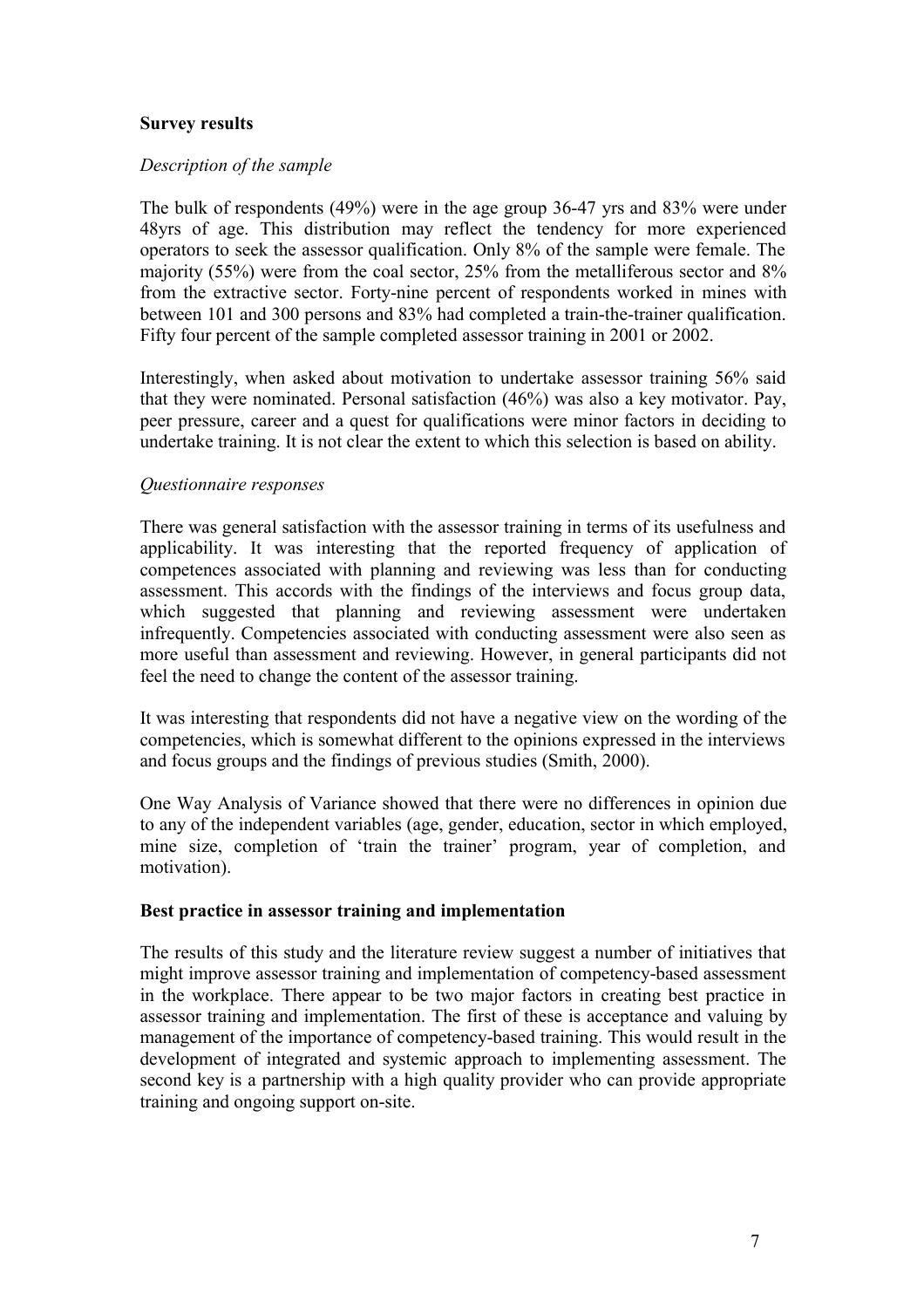**Survey results**

*Description of the sample*

The bulk of respondents (49%) were in the age group 36-47 yrs and 83% were under 48yrs of age. This distribution may reflect the tendency for more experienced operators to seek the assessor qualification. Only 8% of the sample were female. The majority (55%) were from the coal sector, 25% from the metalliferous sector and 8% from the extractive sector. Forty-nine percent of respondents worked in mines with between 101 and 300 persons and 83% had completed a train-the-trainer qualification. Fifty four percent of the sample completed assessor training in 2001 or 2002.

Interestingly, when asked about motivation to undertake assessor training 56% said that they were nominated. Personal satisfaction (46%) was also a key motivator. Pay, peer pressure, career and a quest for qualifications were minor factors in deciding to undertake training. It is not clear the extent to which this selection is based on ability.

*Questionnaire responses*

There was general satisfaction with the assessor training in terms of its usefulness and applicability. It was interesting that the reported frequency of application of competences associated with planning and reviewing was less than for conducting assessment. This accords with the findings of the interviews and focus group data, which suggested that planning and reviewing assessment were undertaken infrequently. Competencies associated with conducting assessment were also seen as more useful than assessment and reviewing. However, in general participants did not feel the need to change the content of the assessor training.

It was interesting that respondents did not have a negative view on the wording of the competencies, which is somewhat different to the opinions expressed in the interviews and focus groups and the findings of previous studies (Smith, 2000).

One Way Analysis of Variance showed that there were no differences in opinion due to any of the independent variables (age, gender, education, sector in which employed, mine size, completion of 'train the trainer' program, year of completion, and motivation).

**Best practice in assessor training and implementation**

The results of this study and the literature review suggest a number of initiatives that might improve assessor training and implementation of competency-based assessment in the workplace. There appear to be two major factors in creating best practice in assessor training and implementation. The first of these is acceptance and valuing by management of the importance of competency-based training. This would result in the development of integrated and systemic approach to implementing assessment. The second key is a partnership with a high quality provider who can provide appropriate training and ongoing support on-site.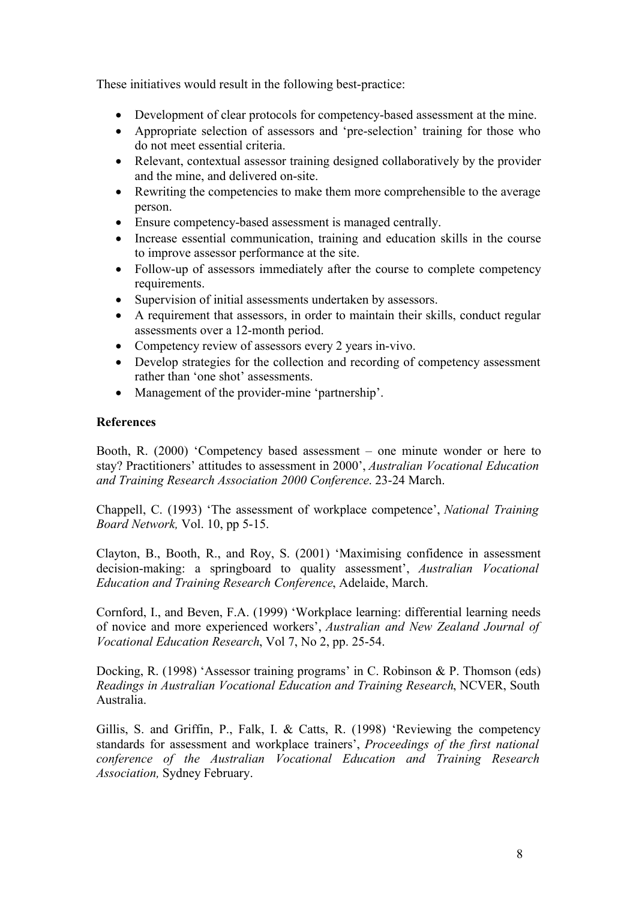These initiatives would result in the following best-practice:

- Development of clear protocols for competency-based assessment at the mine.
- Appropriate selection of assessors and 'pre-selection' training for those who do not meet essential criteria.
- Relevant, contextual assessor training designed collaboratively by the provider and the mine, and delivered on-site.
- Rewriting the competencies to make them more comprehensible to the average person.
- Ensure competency-based assessment is managed centrally.
- Increase essential communication, training and education skills in the course to improve assessor performance at the site.
- Follow-up of assessors immediately after the course to complete competency requirements.
- Supervision of initial assessments undertaken by assessors.
- A requirement that assessors, in order to maintain their skills, conduct regular assessments over a 12-month period.
- Competency review of assessors every 2 years in-vivo.
- Develop strategies for the collection and recording of competency assessment rather than 'one shot' assessments.
- Management of the provider-mine 'partnership'.

**References**

Booth, R. (2000) 'Competency based assessment – one minute wonder or here to stay? Practitioners' attitudes to assessment in 2000', *Australian Vocational Education and Training Research Association 2000 Conference*. 23-24 March.

Chappell, C. (1993) 'The assessment of workplace competence', *National Training Board Network,* Vol. 10, pp 5-15.

Clayton, B., Booth, R., and Roy, S. (2001) 'Maximising confidence in assessment decision-making: a springboard to quality assessment', *Australian Vocational Education and Training Research Conference*, Adelaide, March.

Cornford, I., and Beven, F.A. (1999) 'Workplace learning: differential learning needs of novice and more experienced workers', *Australian and New Zealand Journal of Vocational Education Research*, Vol 7, No 2, pp. 25-54.

Docking, R. (1998) 'Assessor training programs' in C. Robinson & P. Thomson (eds) *Readings in Australian Vocational Education and Training Research*, NCVER, South Australia.

Gillis, S. and Griffin, P., Falk, I. & Catts, R. (1998) 'Reviewing the competency standards for assessment and workplace trainers', *Proceedings of the first national conference of the Australian Vocational Education and Training Research Association,* Sydney February.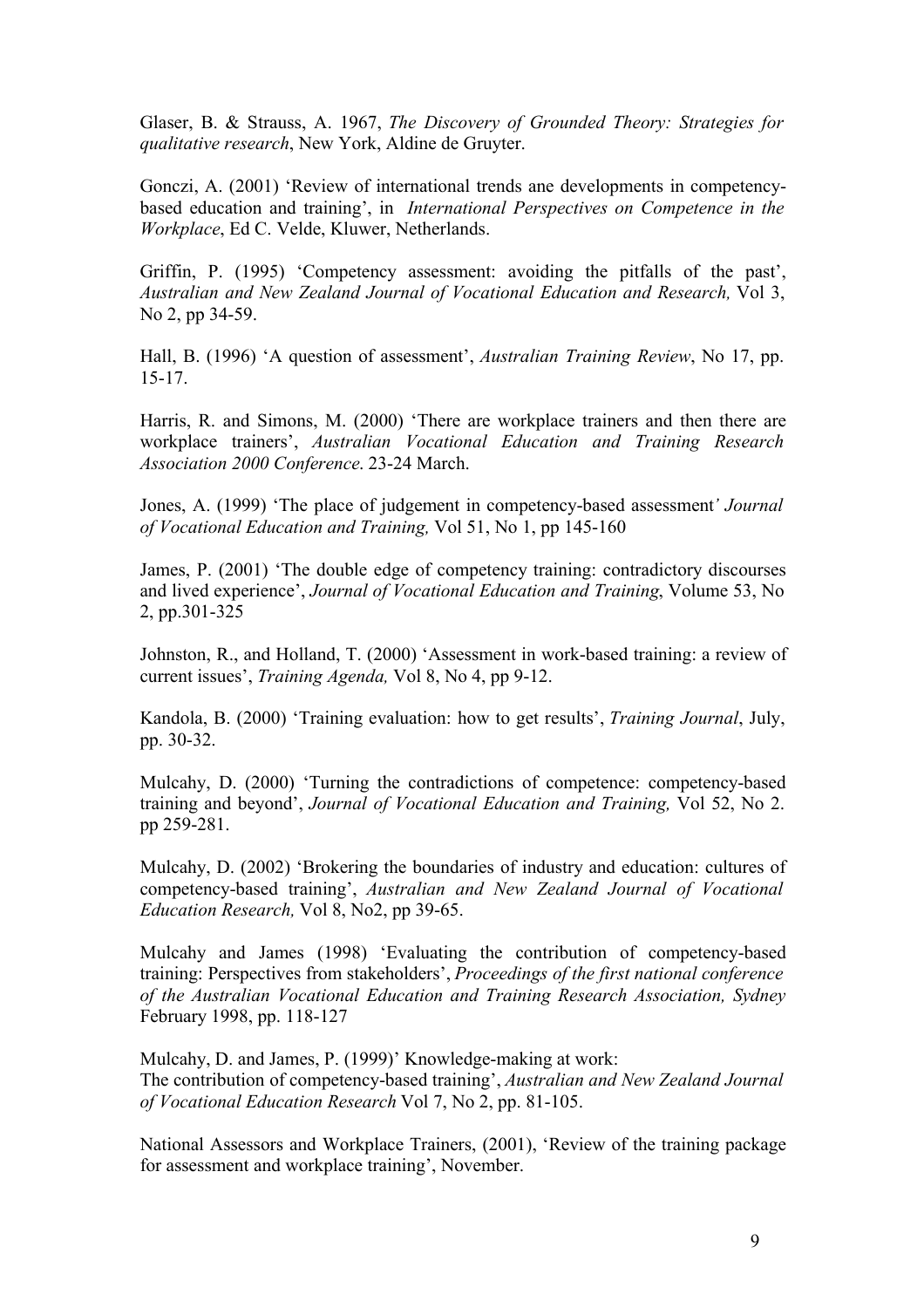Glaser, B. & Strauss, A. 1967, *The Discovery of Grounded Theory: Strategies for qualitative research*, New York, Aldine de Gruyter.

Gonczi, A. (2001) 'Review of international trends ane developments in competency-based education and training', in *International Perspectives on Competence in the Workplace*, Ed C. Velde, Kluwer, Netherlands.

Griffin, P. (1995) 'Competency assessment: avoiding the pitfalls of the past', *Australian and New Zealand Journal of Vocational Education and Research,* Vol 3, No 2, pp 34-59.

Hall, B. (1996) 'A question of assessment', *Australian Training Review*, No 17, pp. 15-17.

Harris, R. and Simons, M. (2000) 'There are workplace trainers and then there are workplace trainers', *Australian Vocational Education and Training Research Association 2000 Conference*. 23-24 March.

Jones, A. (1999) 'The place of judgement in competency-based assessment*' Journal of Vocational Education and Training,* Vol 51, No 1, pp 145-160

James, P. (2001) 'The double edge of competency training: contradictory discourses and lived experience', *Journal of Vocational Education and Training*, Volume 53, No 2, pp.301-325

Johnston, R., and Holland, T. (2000) 'Assessment in work-based training: a review of current issues', *Training Agenda,* Vol 8, No 4, pp 9-12.

Kandola, B. (2000) 'Training evaluation: how to get results', *Training Journal*, July, pp. 30-32.

Mulcahy, D. (2000) 'Turning the contradictions of competence: competency-based training and beyond', *Journal of Vocational Education and Training,* Vol 52, No 2. pp 259-281.

Mulcahy, D. (2002) 'Brokering the boundaries of industry and education: cultures of competency-based training', *Australian and New Zealand Journal of Vocational Education Research,* Vol 8, No2, pp 39-65.

Mulcahy and James (1998) 'Evaluating the contribution of competency-based training: Perspectives from stakeholders', *Proceedings of the first national conference of the Australian Vocational Education and Training Research Association, Sydney* February 1998, pp. 118-127

Mulcahy, D. and James, P. (1999)' Knowledge-making at work:
The contribution of competency-based training', *Australian and New Zealand Journal of Vocational Education Research* Vol 7, No 2, pp. 81-105.

National Assessors and Workplace Trainers, (2001), 'Review of the training package for assessment and workplace training', November.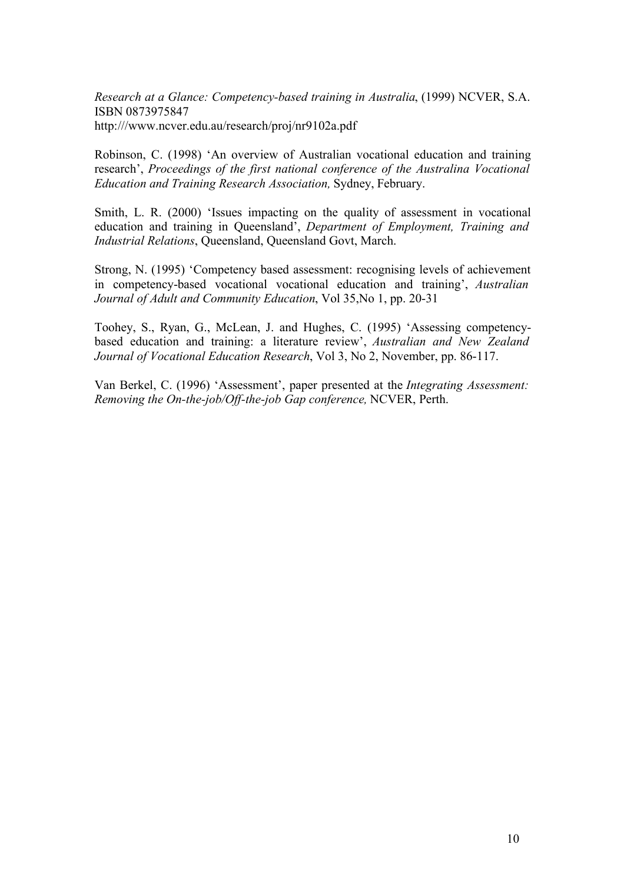*Research at a Glance: Competency-based training in Australia*, (1999) NCVER, S.A. ISBN 0873975847
http:///www.ncver.edu.au/research/proj/nr9102a.pdf

Robinson, C. (1998) 'An overview of Australian vocational education and training research', *Proceedings of the first national conference of the Australina Vocational Education and Training Research Association,* Sydney, February.

Smith, L. R. (2000) 'Issues impacting on the quality of assessment in vocational education and training in Queensland', *Department of Employment, Training and Industrial Relations*, Queensland, Queensland Govt, March.

Strong, N. (1995) 'Competency based assessment: recognising levels of achievement in competency-based vocational vocational education and training', *Australian Journal of Adult and Community Education*, Vol 35,No 1, pp. 20-31

Toohey, S., Ryan, G., McLean, J. and Hughes, C. (1995) 'Assessing competency-based education and training: a literature review', *Australian and New Zealand Journal of Vocational Education Research*, Vol 3, No 2, November, pp. 86-117.

Van Berkel, C. (1996) 'Assessment', paper presented at the *Integrating Assessment: Removing the On-the-job/Off-the-job Gap conference,* NCVER, Perth.